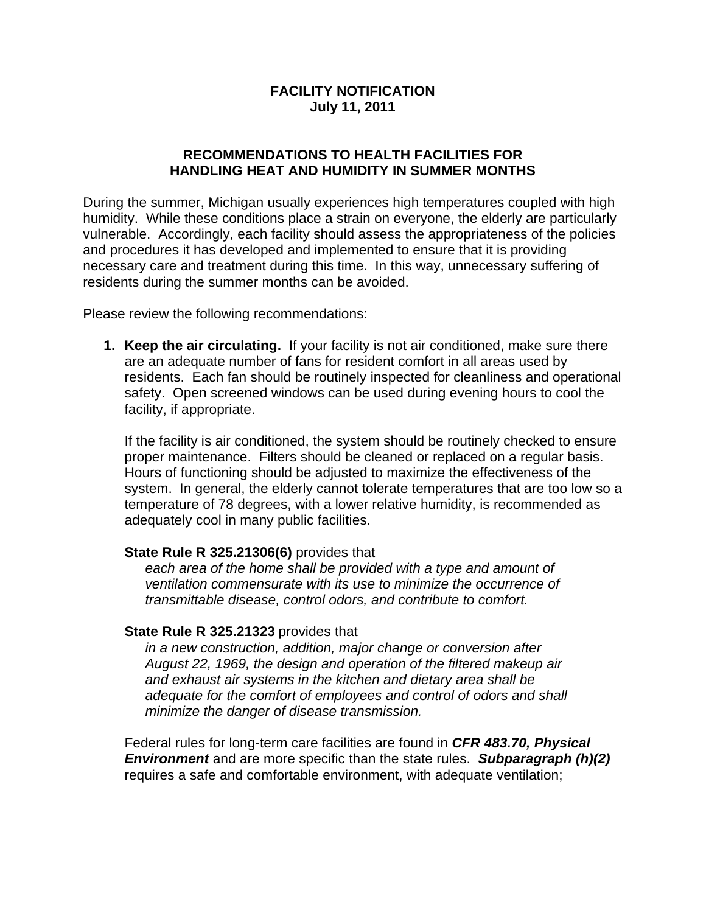# FACILITY NOTIFICATION
**July 11, 2011**

## RECOMMENDATIONS TO HEALTH FACILITIES FOR HANDLING HEAT AND HUMIDITY IN SUMMER MONTHS

During the summer, Michigan usually experiences high temperatures coupled with high humidity. While these conditions place a strain on everyone, the elderly are particularly vulnerable. Accordingly, each facility should assess the appropriateness of the policies and procedures it has developed and implemented to ensure that it is providing necessary care and treatment during this time. In this way, unnecessary suffering of residents during the summer months can be avoided.

Please review the following recommendations:

1. **Keep the air circulating.** If your facility is not air conditioned, make sure there are an adequate number of fans for resident comfort in all areas used by residents. Each fan should be routinely inspected for cleanliness and operational safety. Open screened windows can be used during evening hours to cool the facility, if appropriate.

   If the facility is air conditioned, the system should be routinely checked to ensure proper maintenance. Filters should be cleaned or replaced on a regular basis. Hours of functioning should be adjusted to maximize the effectiveness of the system. In general, the elderly cannot tolerate temperatures that are too low so a temperature of 78 degrees, with a lower relative humidity, is recommended as adequately cool in many public facilities.

   **State Rule R 325.21306(6)** provides that
   > *each area of the home shall be provided with a type and amount of ventilation commensurate with its use to minimize the occurrence of transmittable disease, control odors, and contribute to comfort.*

   **State Rule R 325.21323** provides that
   > *in a new construction, addition, major change or conversion after August 22, 1969, the design and operation of the filtered makeup air and exhaust air systems in the kitchen and dietary area shall be adequate for the comfort of employees and control of odors and shall minimize the danger of disease transmission.*

   Federal rules for long-term care facilities are found in ***CFR 483.70, Physical Environment*** and are more specific than the state rules. ***Subparagraph (h)(2)*** requires a safe and comfortable environment, with adequate ventilation;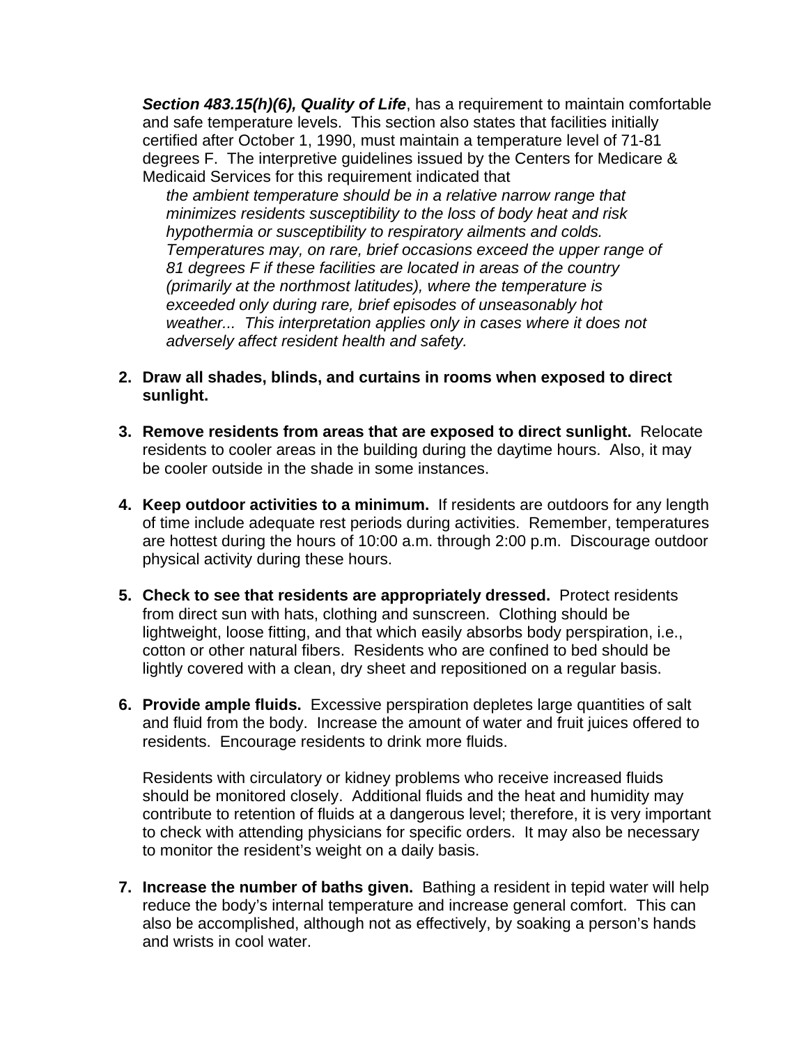***Section 483.15(h)(6), Quality of Life***, has a requirement to maintain comfortable and safe temperature levels. This section also states that facilities initially certified after October 1, 1990, must maintain a temperature level of 71-81 degrees F. The interpretive guidelines issued by the Centers for Medicare & Medicaid Services for this requirement indicated that

> *the ambient temperature should be in a relative narrow range that minimizes residents susceptibility to the loss of body heat and risk hypothermia or susceptibility to respiratory ailments and colds. Temperatures may, on rare, brief occasions exceed the upper range of 81 degrees F if these facilities are located in areas of the country (primarily at the northmost latitudes), where the temperature is exceeded only during rare, brief episodes of unseasonably hot weather... This interpretation applies only in cases where it does not adversely affect resident health and safety.*

2. **Draw all shades, blinds, and curtains in rooms when exposed to direct sunlight.**

3. **Remove residents from areas that are exposed to direct sunlight.** Relocate residents to cooler areas in the building during the daytime hours. Also, it may be cooler outside in the shade in some instances.

4. **Keep outdoor activities to a minimum.** If residents are outdoors for any length of time include adequate rest periods during activities. Remember, temperatures are hottest during the hours of 10:00 a.m. through 2:00 p.m. Discourage outdoor physical activity during these hours.

5. **Check to see that residents are appropriately dressed.** Protect residents from direct sun with hats, clothing and sunscreen. Clothing should be lightweight, loose fitting, and that which easily absorbs body perspiration, i.e., cotton or other natural fibers. Residents who are confined to bed should be lightly covered with a clean, dry sheet and repositioned on a regular basis.

6. **Provide ample fluids.** Excessive perspiration depletes large quantities of salt and fluid from the body. Increase the amount of water and fruit juices offered to residents. Encourage residents to drink more fluids.

   Residents with circulatory or kidney problems who receive increased fluids should be monitored closely. Additional fluids and the heat and humidity may contribute to retention of fluids at a dangerous level; therefore, it is very important to check with attending physicians for specific orders. It may also be necessary to monitor the resident's weight on a daily basis.

7. **Increase the number of baths given.** Bathing a resident in tepid water will help reduce the body's internal temperature and increase general comfort. This can also be accomplished, although not as effectively, by soaking a person's hands and wrists in cool water.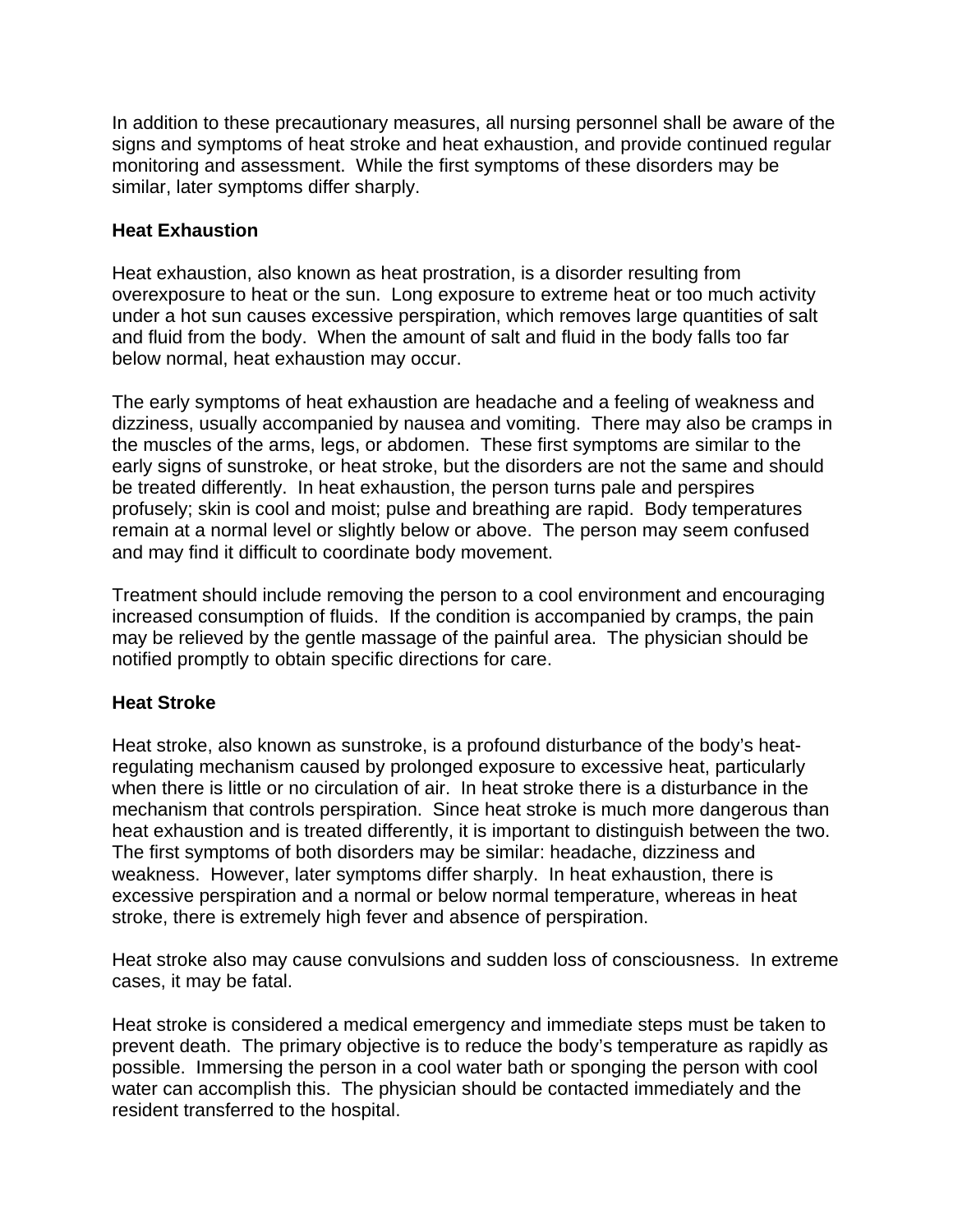In addition to these precautionary measures, all nursing personnel shall be aware of the signs and symptoms of heat stroke and heat exhaustion, and provide continued regular monitoring and assessment. While the first symptoms of these disorders may be similar, later symptoms differ sharply.

**Heat Exhaustion**

Heat exhaustion, also known as heat prostration, is a disorder resulting from overexposure to heat or the sun. Long exposure to extreme heat or too much activity under a hot sun causes excessive perspiration, which removes large quantities of salt and fluid from the body. When the amount of salt and fluid in the body falls too far below normal, heat exhaustion may occur.

The early symptoms of heat exhaustion are headache and a feeling of weakness and dizziness, usually accompanied by nausea and vomiting. There may also be cramps in the muscles of the arms, legs, or abdomen. These first symptoms are similar to the early signs of sunstroke, or heat stroke, but the disorders are not the same and should be treated differently. In heat exhaustion, the person turns pale and perspires profusely; skin is cool and moist; pulse and breathing are rapid. Body temperatures remain at a normal level or slightly below or above. The person may seem confused and may find it difficult to coordinate body movement.

Treatment should include removing the person to a cool environment and encouraging increased consumption of fluids. If the condition is accompanied by cramps, the pain may be relieved by the gentle massage of the painful area. The physician should be notified promptly to obtain specific directions for care.

**Heat Stroke**

Heat stroke, also known as sunstroke, is a profound disturbance of the body's heat-regulating mechanism caused by prolonged exposure to excessive heat, particularly when there is little or no circulation of air. In heat stroke there is a disturbance in the mechanism that controls perspiration. Since heat stroke is much more dangerous than heat exhaustion and is treated differently, it is important to distinguish between the two. The first symptoms of both disorders may be similar: headache, dizziness and weakness. However, later symptoms differ sharply. In heat exhaustion, there is excessive perspiration and a normal or below normal temperature, whereas in heat stroke, there is extremely high fever and absence of perspiration.

Heat stroke also may cause convulsions and sudden loss of consciousness. In extreme cases, it may be fatal.

Heat stroke is considered a medical emergency and immediate steps must be taken to prevent death. The primary objective is to reduce the body's temperature as rapidly as possible. Immersing the person in a cool water bath or sponging the person with cool water can accomplish this. The physician should be contacted immediately and the resident transferred to the hospital.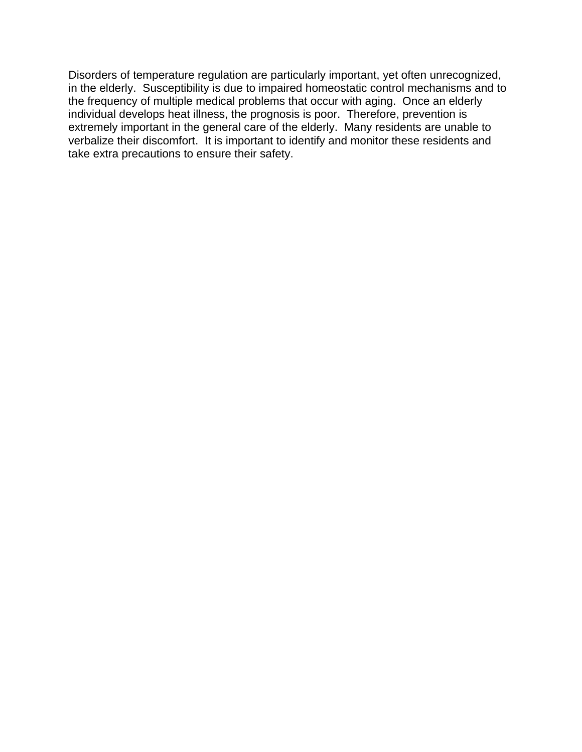Disorders of temperature regulation are particularly important, yet often unrecognized, in the elderly. Susceptibility is due to impaired homeostatic control mechanisms and to the frequency of multiple medical problems that occur with aging. Once an elderly individual develops heat illness, the prognosis is poor. Therefore, prevention is extremely important in the general care of the elderly. Many residents are unable to verbalize their discomfort. It is important to identify and monitor these residents and take extra precautions to ensure their safety.